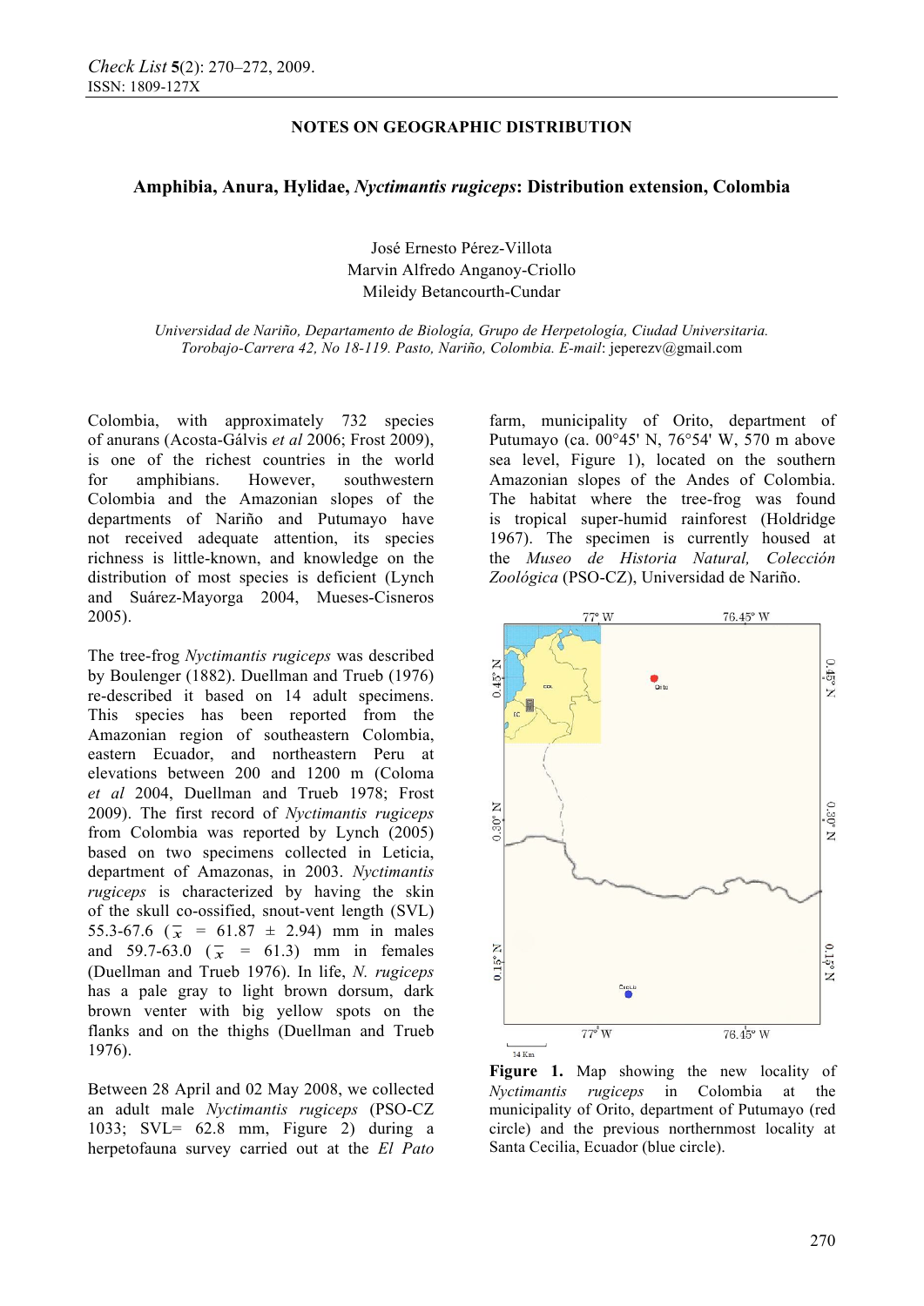NOTES ON GEOGRAPHIC DISTRIBUTION

# Amphibia, Anura, Hylidae, *Nyctimantis rugiceps*: Distribution extension, Colombia

José Ernesto Pérez-Villota
Marvin Alfredo Anganoy-Criollo
Mileidy Betancourth-Cundar

*Universidad de Nariño, Departamento de Biología, Grupo de Herpetología, Ciudad Universitaria. Torobajo-Carrera 42, No 18-119. Pasto, Nariño, Colombia. E-mail*: jeperezv@gmail.com

Colombia, with approximately 732 species of anurans (Acosta-Gálvis *et al* 2006; Frost 2009), is one of the richest countries in the world for amphibians. However, southwestern Colombia and the Amazonian slopes of the departments of Nariño and Putumayo have not received adequate attention, its species richness is little-known, and knowledge on the distribution of most species is deficient (Lynch and Suárez-Mayorga 2004, Mueses-Cisneros 2005).

The tree-frog *Nyctimantis rugiceps* was described by Boulenger (1882). Duellman and Trueb (1976) re-described it based on 14 adult specimens. This species has been reported from the Amazonian region of southeastern Colombia, eastern Ecuador, and northeastern Peru at elevations between 200 and 1200 m (Coloma *et al* 2004, Duellman and Trueb 1978; Frost 2009). The first record of *Nyctimantis rugiceps* from Colombia was reported by Lynch (2005) based on two specimens collected in Leticia, department of Amazonas, in 2003. *Nyctimantis rugiceps* is characterized by having the skin of the skull co-ossified, snout-vent length (SVL) 55.3-67.6 ($\bar{x}$ = 61.87 ± 2.94) mm in males and 59.7-63.0 ($\bar{x}$ = 61.3) mm in females (Duellman and Trueb 1976). In life, *N. rugiceps* has a pale gray to light brown dorsum, dark brown venter with big yellow spots on the flanks and on the thighs (Duellman and Trueb 1976).

Between 28 April and 02 May 2008, we collected an adult male *Nyctimantis rugiceps* (PSO-CZ 1033; SVL= 62.8 mm, Figure 2) during a herpetofauna survey carried out at the *El Pato* farm, municipality of Orito, department of Putumayo (ca. 00°45' N, 76°54' W, 570 m above sea level, Figure 1), located on the southern Amazonian slopes of the Andes of Colombia. The habitat where the tree-frog was found is tropical super-humid rainforest (Holdridge 1967). The specimen is currently housed at the *Museo de Historia Natural, Colección Zoológica* (PSO-CZ), Universidad de Nariño.

**Figure 1.** Map showing the new locality of *Nyctimantis rugiceps* in Colombia at the municipality of Orito, department of Putumayo (red circle) and the previous northernmost locality at Santa Cecilia, Ecuador (blue circle).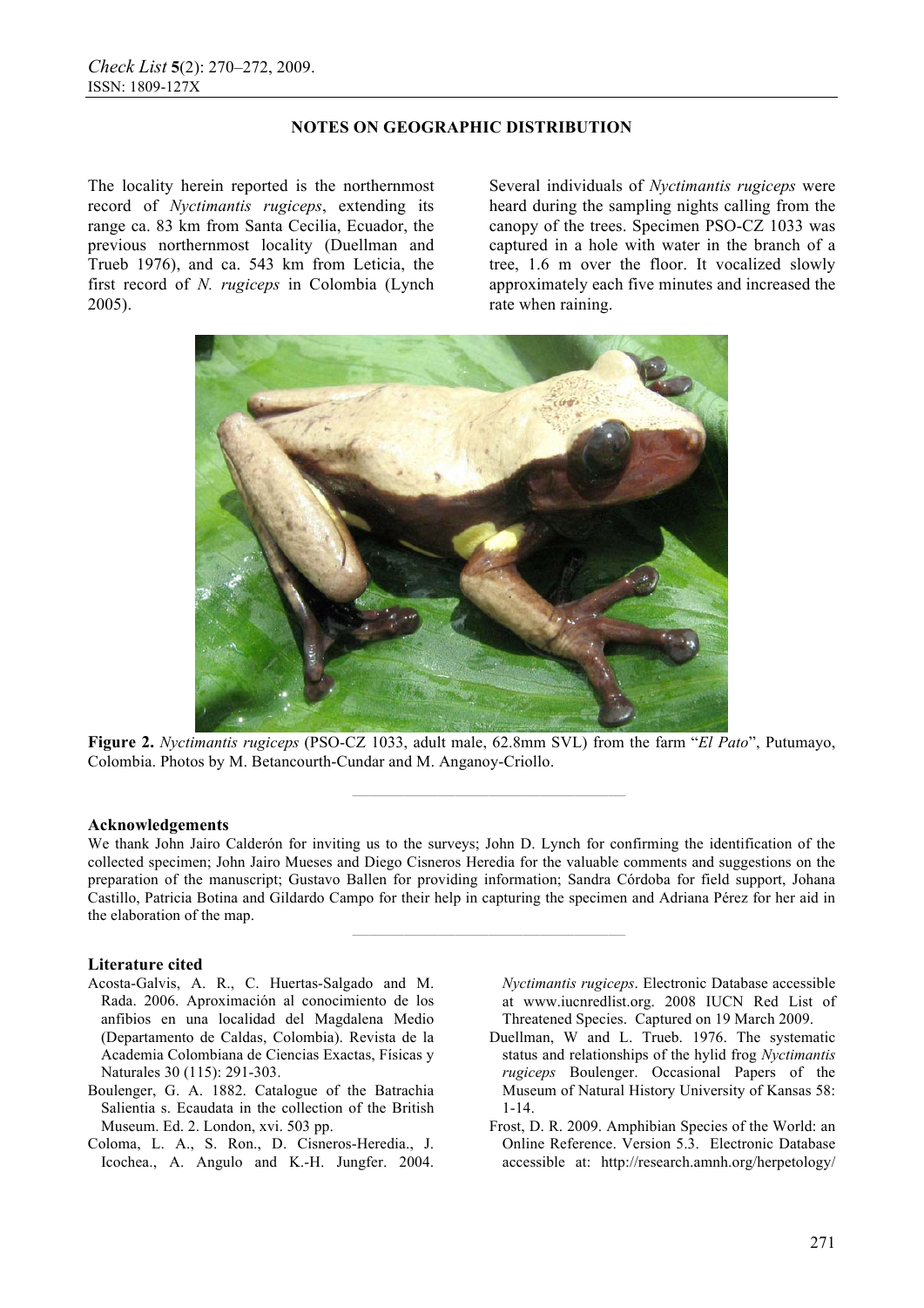The locality herein reported is the northernmost record of *Nyctimantis rugiceps*, extending its range ca. 83 km from Santa Cecilia, Ecuador, the previous northernmost locality (Duellman and Trueb 1976), and ca. 543 km from Leticia, the first record of *N. rugiceps* in Colombia (Lynch 2005).

Several individuals of *Nyctimantis rugiceps* were heard during the sampling nights calling from the canopy of the trees. Specimen PSO-CZ 1033 was captured in a hole with water in the branch of a tree, 1.6 m over the floor. It vocalized slowly approximately each five minutes and increased the rate when raining.

**Figure 2.** *Nyctimantis rugiceps* (PSO-CZ 1033, adult male, 62.8mm SVL) from the farm "*El Pato*", Putumayo, Colombia. Photos by M. Betancourth-Cundar and M. Anganoy-Criollo.

## Acknowledgements

We thank John Jairo Calderón for inviting us to the surveys; John D. Lynch for confirming the identification of the collected specimen; John Jairo Mueses and Diego Cisneros Heredia for the valuable comments and suggestions on the preparation of the manuscript; Gustavo Ballen for providing information; Sandra Córdoba for field support, Johana Castillo, Patricia Botina and Gildardo Campo for their help in capturing the specimen and Adriana Pérez for her aid in the elaboration of the map.

## Literature cited

Acosta-Galvis, A. R., C. Huertas-Salgado and M. Rada. 2006. Aproximación al conocimiento de los anfibios en una localidad del Magdalena Medio (Departamento de Caldas, Colombia). Revista de la Academia Colombiana de Ciencias Exactas, Físicas y Naturales 30 (115): 291-303.

Boulenger, G. A. 1882. Catalogue of the Batrachia Salientia s. Ecaudata in the collection of the British Museum. Ed. 2. London, xvi. 503 pp.

Coloma, L. A., S. Ron., D. Cisneros-Heredia., J. Icochea., A. Angulo and K.-H. Jungfer. 2004. *Nyctimantis rugiceps*. Electronic Database accessible at www.iucnredlist.org. 2008 IUCN Red List of Threatened Species. Captured on 19 March 2009.

Duellman, W and L. Trueb. 1976. The systematic status and relationships of the hylid frog *Nyctimantis rugiceps* Boulenger. Occasional Papers of the Museum of Natural History University of Kansas 58: 1-14.

Frost, D. R. 2009. Amphibian Species of the World: an Online Reference. Version 5.3. Electronic Database accessible at: http://research.amnh.org/herpetology/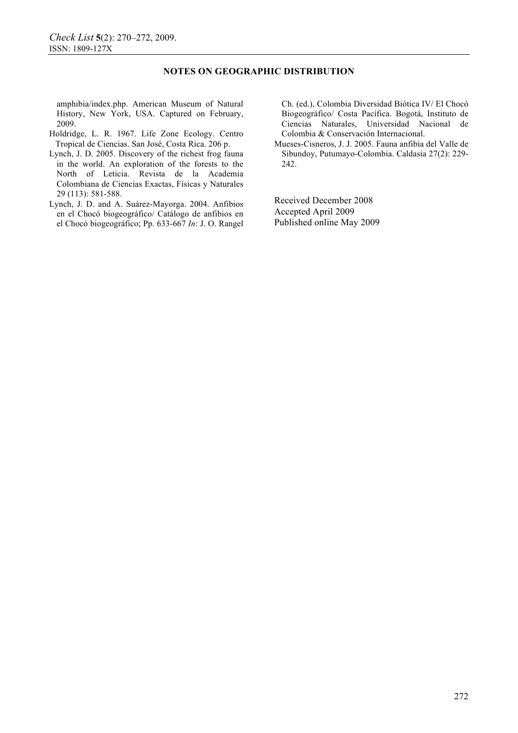amphibia/index.php. American Museum of Natural History, New York, USA. Captured on February, 2009.

Holdridge, L. R. 1967. Life Zone Ecology. Centro Tropical de Ciencias. San José, Costa Rica. 206 p.

Lynch, J. D. 2005. Discovery of the richest frog fauna in the world. An exploration of the forests to the North of Leticia. Revista de la Academia Colombiana de Ciencias Exactas, Físicas y Naturales 29 (113): 581-588.

Lynch, J. D. and A. Suárez-Mayorga. 2004. Anfibios en el Chocó biogeográfico/ Catálogo de anfibios en el Chocó biogeográfico; Pp. 633-667 *In*: J. O. Rangel Ch. (ed.), Colombia Diversidad Biótica IV/ El Chocó Biogeográfico/ Costa Pacífica. Bogotá, Instituto de Ciencias Naturales, Universidad Nacional de Colombia & Conservación Internacional.

Mueses-Cisneros, J. J. 2005. Fauna anfibia del Valle de Sibundoy, Putumayo-Colombia. Caldasia 27(2): 229-242.

Received December 2008
Accepted April 2009
Published online May 2009